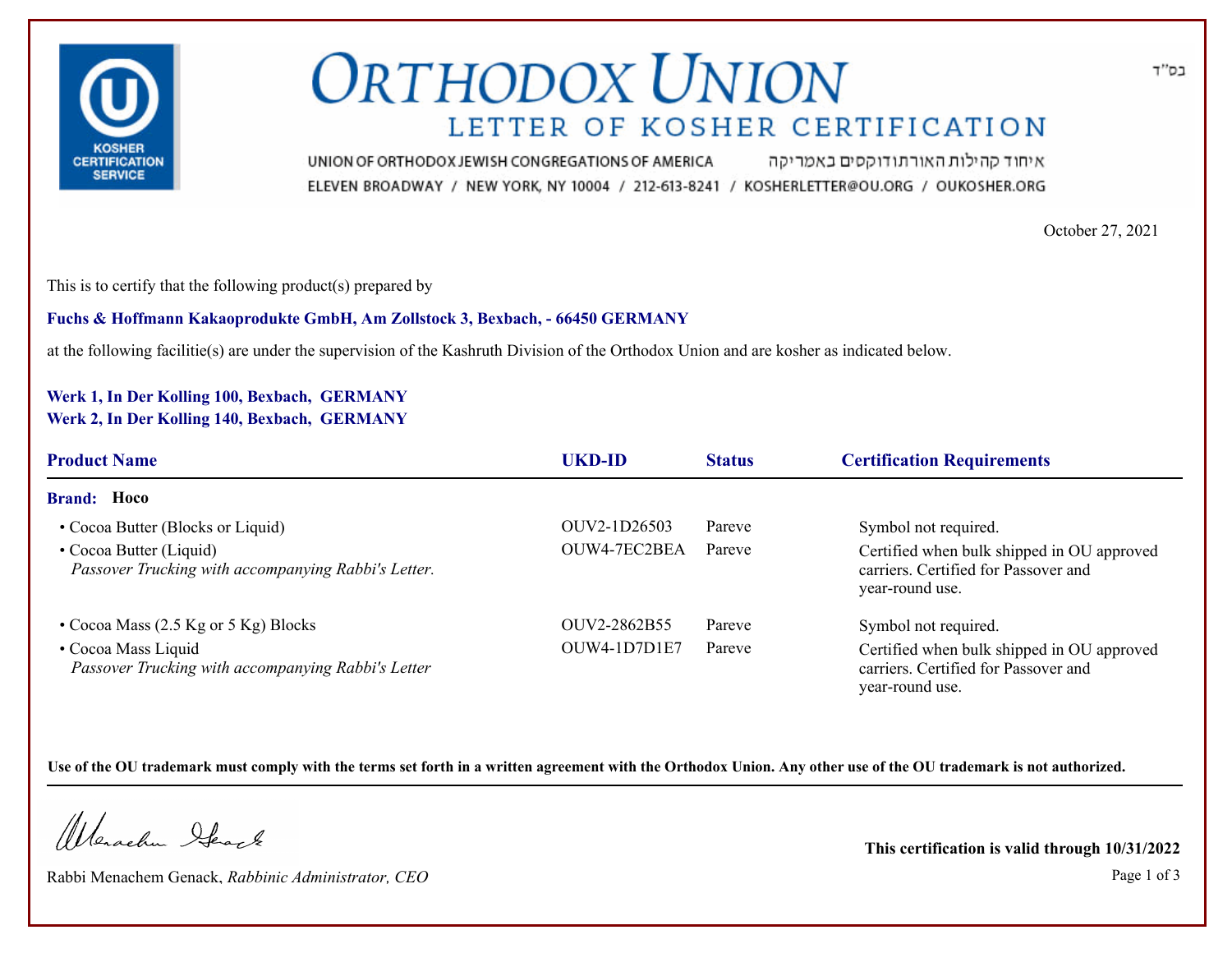בס"ד

# ORTHODOX UNION

## LETTER OF KOSHER CERTIFICATION

UNION OF ORTHODOX JEWISH CONGREGATIONS OF AMERICA איחוד קהילות האורתודוקסים באמריקה

ELEVEN BROADWAY / NEW YORK, NY 10004 / 212-613-8241 / KOSHERLETTER@OU.ORG / OUKOSHER.ORG

October 27, 2021

This is to certify that the following product(s) prepared by

**Fuchs & Hoffmann Kakaoprodukte GmbH, Am Zollstock 3, Bexbach, - 66450 GERMANY**

at the following facilitie(s) are under the supervision of the Kashruth Division of the Orthodox Union and are kosher as indicated below.

**Werk 1, In Der Kolling 100, Bexbach, GERMANY**
**Werk 2, In Der Kolling 140, Bexbach, GERMANY**

| Product Name | UKD-ID | Status | Certification Requirements |
|---|---|---|---|
| **Brand: Hoco** | | | |
| • Cocoa Butter (Blocks or Liquid) | OUV2-1D26503 | Pareve | Symbol not required. |
| • Cocoa Butter (Liquid) *Passover Trucking with accompanying Rabbi's Letter.* | OUW4-7EC2BEA | Pareve | Certified when bulk shipped in OU approved carriers. Certified for Passover and year-round use. |
| • Cocoa Mass (2.5 Kg or 5 Kg) Blocks | OUV2-2862B55 | Pareve | Symbol not required. |
| • Cocoa Mass Liquid *Passover Trucking with accompanying Rabbi's Letter* | OUW4-1D7D1E7 | Pareve | Certified when bulk shipped in OU approved carriers. Certified for Passover and year-round use. |

**Use of the OU trademark must comply with the terms set forth in a written agreement with the Orthodox Union. Any other use of the OU trademark is not authorized.**

Rabbi Menachem Genack, *Rabbinic Administrator, CEO*

**This certification is valid through 10/31/2022**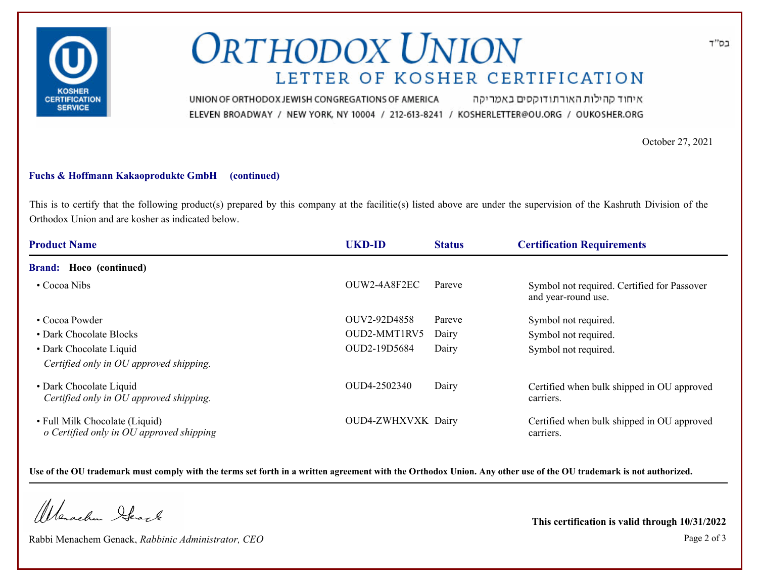# ORTHODOX UNION
## LETTER OF KOSHER CERTIFICATION

UNION OF ORTHODOX JEWISH CONGREGATIONS OF AMERICA איחוד קהילות האורתודוקסים באמריקה
ELEVEN BROADWAY / NEW YORK, NY 10004 / 212-613-8241 / KOSHERLETTER@OU.ORG / OUKOSHER.ORG

בס"ד

October 27, 2021

**Fuchs & Hoffmann Kakaoprodukte GmbH (continued)**

This is to certify that the following product(s) prepared by this company at the facilitie(s) listed above are under the supervision of the Kashruth Division of the Orthodox Union and are kosher as indicated below.

| Product Name | UKD-ID | Status | Certification Requirements |
|---|---|---|---|
| **Brand: Hoco (continued)** | | | |
| • Cocoa Nibs | OUW2-4A8F2EC | Pareve | Symbol not required. Certified for Passover and year-round use. |
| • Cocoa Powder | OUV2-92D4858 | Pareve | Symbol not required. |
| • Dark Chocolate Blocks | OUD2-MMT1RV5 | Dairy | Symbol not required. |
| • Dark Chocolate Liquid *Certified only in OU approved shipping.* | OUD2-19D5684 | Dairy | Symbol not required. |
| • Dark Chocolate Liquid *Certified only in OU approved shipping.* | OUD4-2502340 | Dairy | Certified when bulk shipped in OU approved carriers. |
| • Full Milk Chocolate (Liquid) *o Certified only in OU approved shipping* | OUD4-ZWHXVXK | Dairy | Certified when bulk shipped in OU approved carriers. |

**Use of the OU trademark must comply with the terms set forth in a written agreement with the Orthodox Union. Any other use of the OU trademark is not authorized.**

Rabbi Menachem Genack, *Rabbinic Administrator, CEO*

**This certification is valid through 10/31/2022**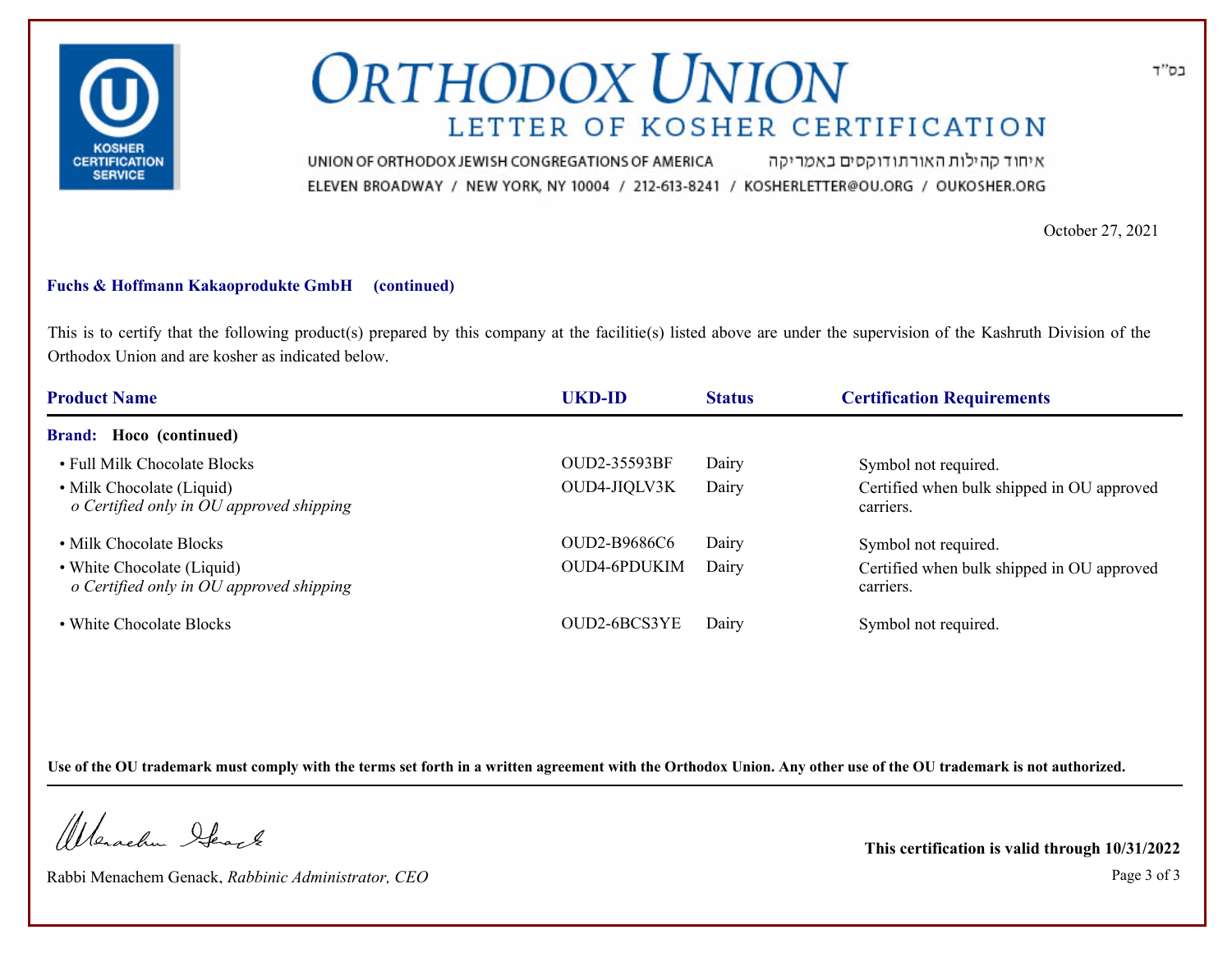# ORTHODOX UNION

## LETTER OF KOSHER CERTIFICATION

בס"ד

UNION OF ORTHODOX JEWISH CONGREGATIONS OF AMERICA איחוד קהילות האורתודוקסים באמריקה

ELEVEN BROADWAY / NEW YORK, NY 10004 / 212-613-8241 / KOSHERLETTER@OU.ORG / OUKOSHER.ORG

October 27, 2021

**Fuchs & Hoffmann Kakaoprodukte GmbH (continued)**

This is to certify that the following product(s) prepared by this company at the facilitie(s) listed above are under the supervision of the Kashruth Division of the Orthodox Union and are kosher as indicated below.

| Product Name | UKD-ID | Status | Certification Requirements |
|---|---|---|---|
| **Brand: Hoco (continued)** | | | |
| • Full Milk Chocolate Blocks | OUD2-35593BF | Dairy | Symbol not required. |
| • Milk Chocolate (Liquid)<br>*o Certified only in OU approved shipping* | OUD4-JIQLV3K | Dairy | Certified when bulk shipped in OU approved carriers. |
| • Milk Chocolate Blocks | OUD2-B9686C6 | Dairy | Symbol not required. |
| • White Chocolate (Liquid)<br>*o Certified only in OU approved shipping* | OUD4-6PDUKIM | Dairy | Certified when bulk shipped in OU approved carriers. |
| • White Chocolate Blocks | OUD2-6BCS3YE | Dairy | Symbol not required. |

**Use of the OU trademark must comply with the terms set forth in a written agreement with the Orthodox Union. Any other use of the OU trademark is not authorized.**

Rabbi Menachem Genack, *Rabbinic Administrator, CEO*

**This certification is valid through 10/31/2022**